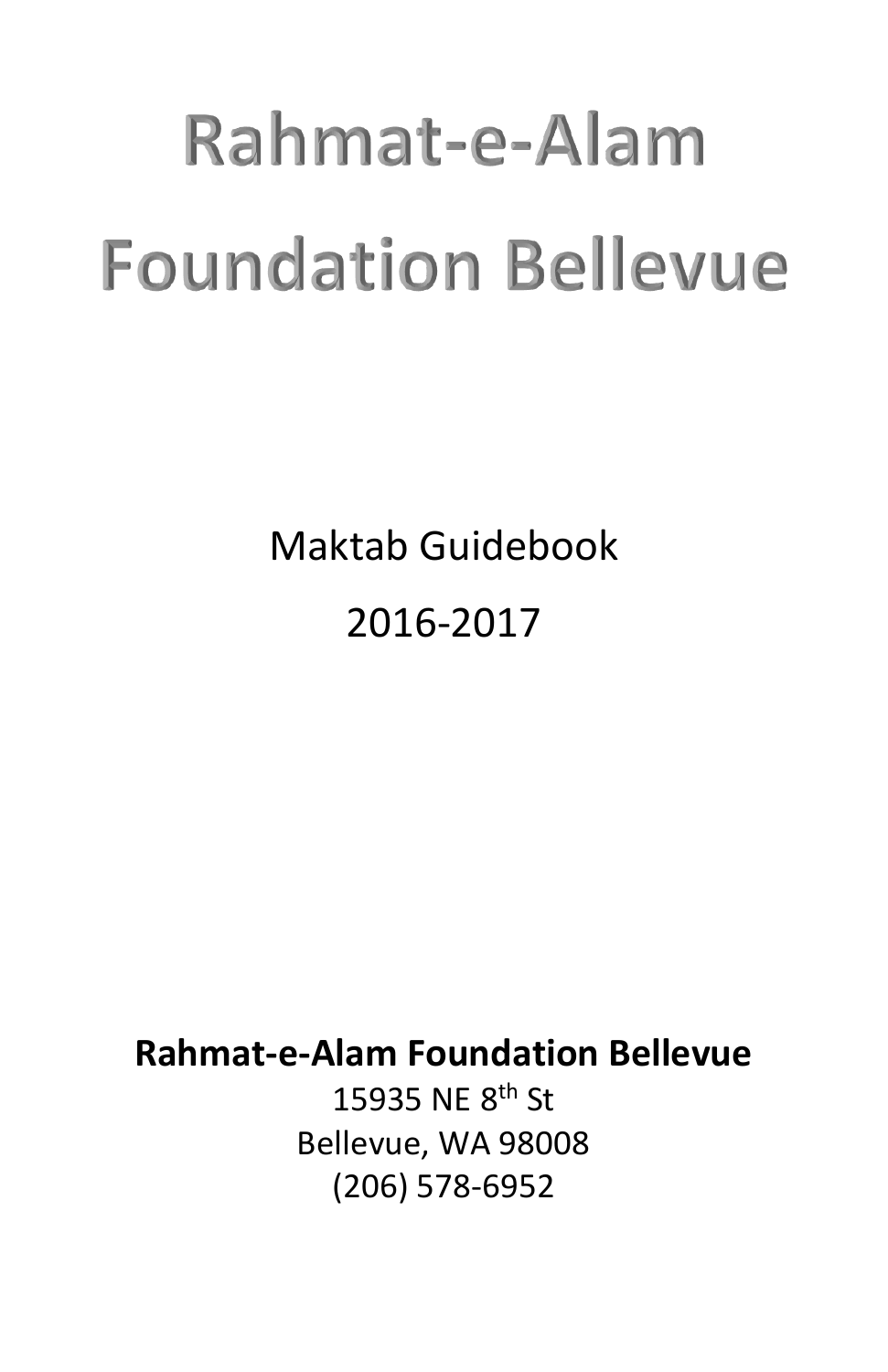# Rahmat-e-Alam Foundation Bellevue

Maktab Guidebook

2016-2017

**Rahmat-e-Alam Foundation Bellevue**

15935 NE 8th St
Bellevue, WA 98008
(206) 578-6952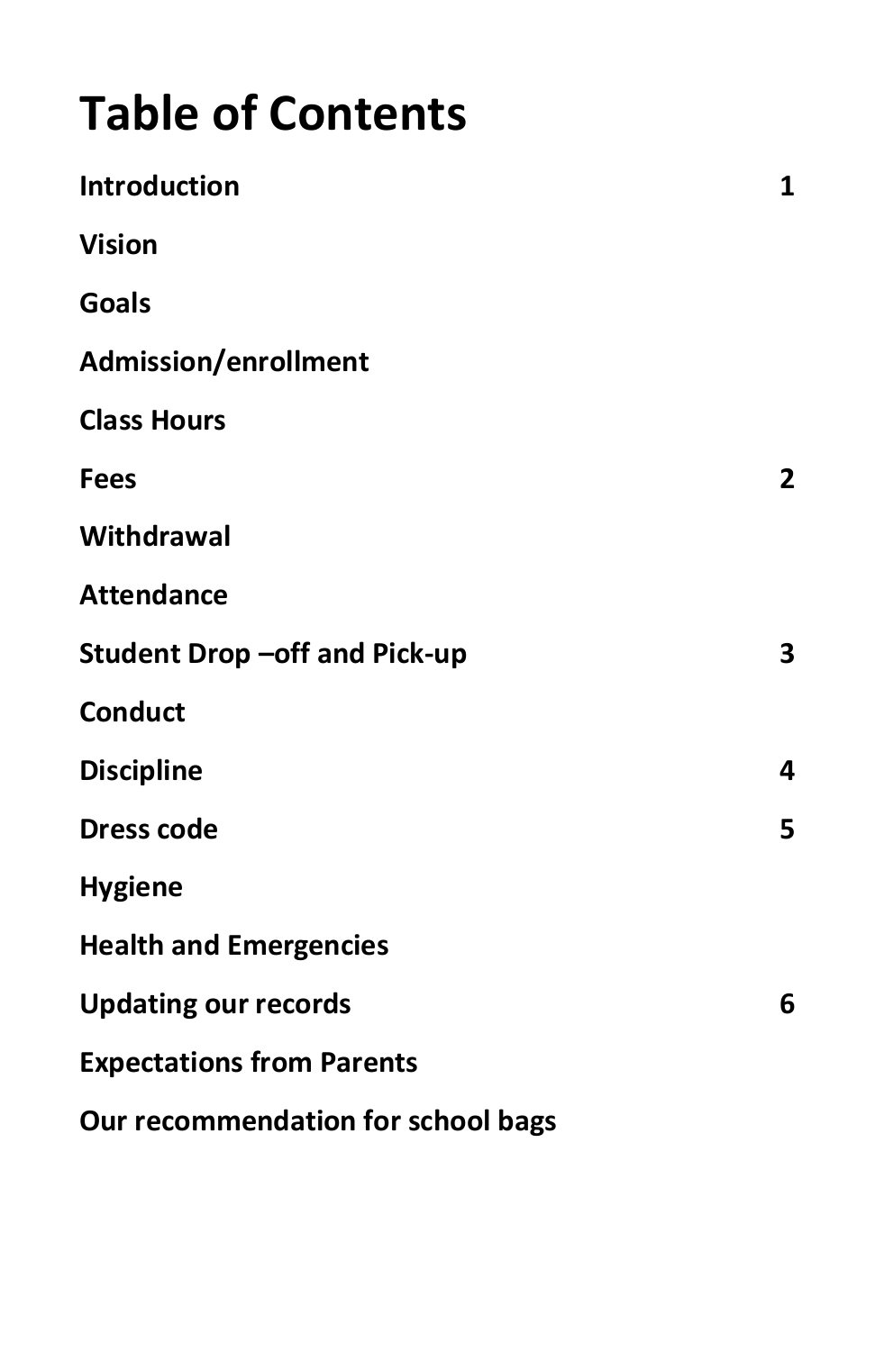# Table of Contents

| | |
|---|---|
| **Introduction** | **1** |
| **Vision** | |
| **Goals** | |
| **Admission/enrollment** | |
| **Class Hours** | |
| **Fees** | **2** |
| **Withdrawal** | |
| **Attendance** | |
| **Student Drop –off and Pick-up** | **3** |
| **Conduct** | |
| **Discipline** | **4** |
| **Dress code** | **5** |
| **Hygiene** | |
| **Health and Emergencies** | |
| **Updating our records** | **6** |
| **Expectations from Parents** | |
| **Our recommendation for school bags** | |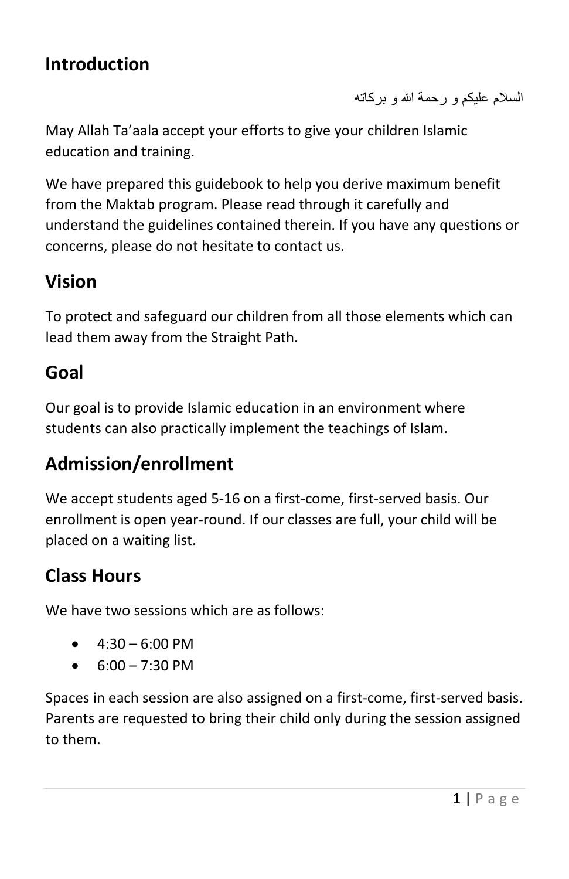## Introduction

السلام عليكم و رحمة الله و بركاته

May Allah Ta'aala accept your efforts to give your children Islamic education and training.

We have prepared this guidebook to help you derive maximum benefit from the Maktab program. Please read through it carefully and understand the guidelines contained therein. If you have any questions or concerns, please do not hesitate to contact us.

## Vision

To protect and safeguard our children from all those elements which can lead them away from the Straight Path.

## Goal

Our goal is to provide Islamic education in an environment where students can also practically implement the teachings of Islam.

## Admission/enrollment

We accept students aged 5-16 on a first-come, first-served basis. Our enrollment is open year-round. If our classes are full, your child will be placed on a waiting list.

## Class Hours

We have two sessions which are as follows:

- 4:30 – 6:00 PM
- 6:00 – 7:30 PM

Spaces in each session are also assigned on a first-come, first-served basis. Parents are requested to bring their child only during the session assigned to them.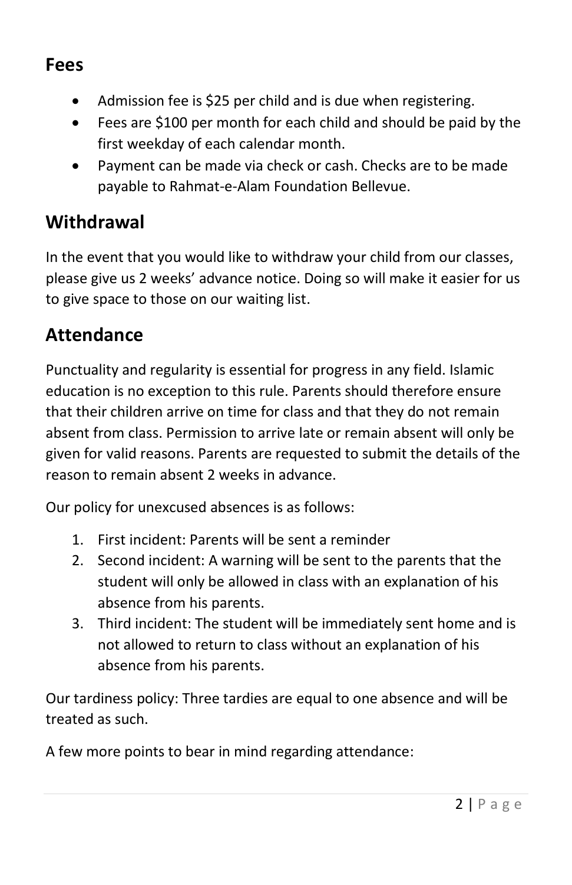## Fees

- Admission fee is $25 per child and is due when registering.
- Fees are $100 per month for each child and should be paid by the first weekday of each calendar month.
- Payment can be made via check or cash. Checks are to be made payable to Rahmat-e-Alam Foundation Bellevue.

## Withdrawal

In the event that you would like to withdraw your child from our classes, please give us 2 weeks' advance notice. Doing so will make it easier for us to give space to those on our waiting list.

## Attendance

Punctuality and regularity is essential for progress in any field. Islamic education is no exception to this rule. Parents should therefore ensure that their children arrive on time for class and that they do not remain absent from class. Permission to arrive late or remain absent will only be given for valid reasons. Parents are requested to submit the details of the reason to remain absent 2 weeks in advance.

Our policy for unexcused absences is as follows:

1. First incident: Parents will be sent a reminder
2. Second incident: A warning will be sent to the parents that the student will only be allowed in class with an explanation of his absence from his parents.
3. Third incident: The student will be immediately sent home and is not allowed to return to class without an explanation of his absence from his parents.

Our tardiness policy: Three tardies are equal to one absence and will be treated as such.

A few more points to bear in mind regarding attendance: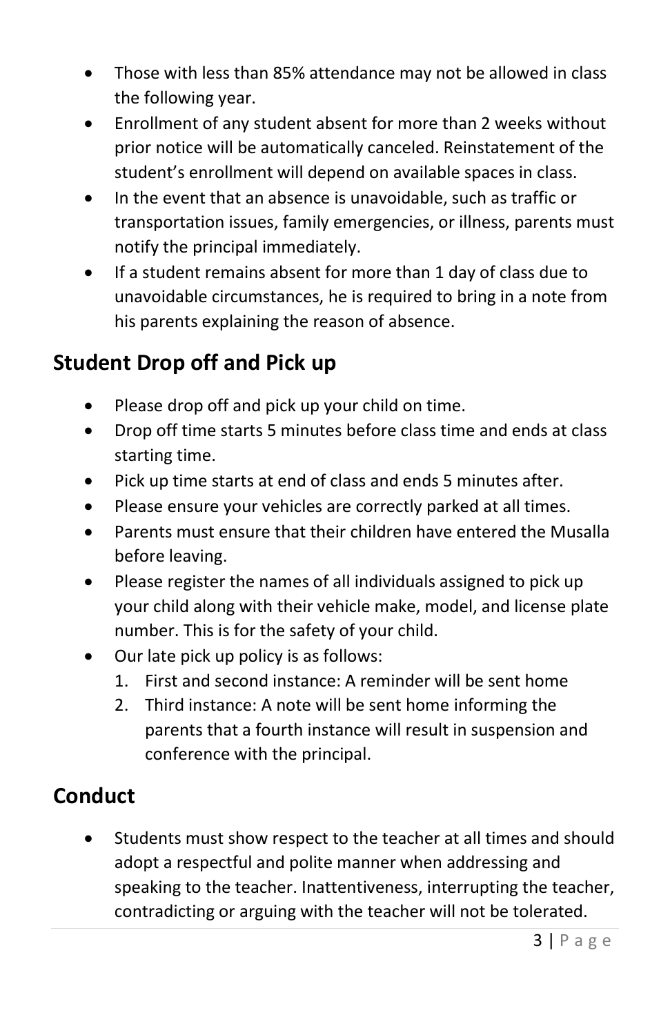- Those with less than 85% attendance may not be allowed in class the following year.
- Enrollment of any student absent for more than 2 weeks without prior notice will be automatically canceled. Reinstatement of the student's enrollment will depend on available spaces in class.
- In the event that an absence is unavoidable, such as traffic or transportation issues, family emergencies, or illness, parents must notify the principal immediately.
- If a student remains absent for more than 1 day of class due to unavoidable circumstances, he is required to bring in a note from his parents explaining the reason of absence.

## Student Drop off and Pick up

- Please drop off and pick up your child on time.
- Drop off time starts 5 minutes before class time and ends at class starting time.
- Pick up time starts at end of class and ends 5 minutes after.
- Please ensure your vehicles are correctly parked at all times.
- Parents must ensure that their children have entered the Musalla before leaving.
- Please register the names of all individuals assigned to pick up your child along with their vehicle make, model, and license plate number. This is for the safety of your child.
- Our late pick up policy is as follows:
  1. First and second instance: A reminder will be sent home
  2. Third instance: A note will be sent home informing the parents that a fourth instance will result in suspension and conference with the principal.

## Conduct

- Students must show respect to the teacher at all times and should adopt a respectful and polite manner when addressing and speaking to the teacher. Inattentiveness, interrupting the teacher, contradicting or arguing with the teacher will not be tolerated.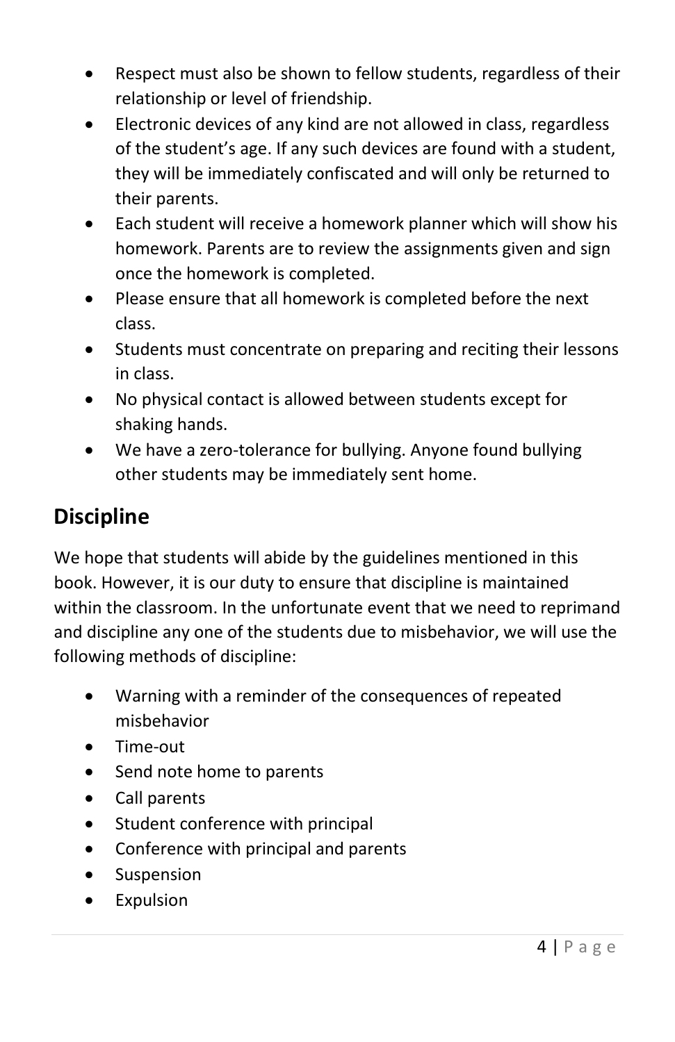- Respect must also be shown to fellow students, regardless of their relationship or level of friendship.
- Electronic devices of any kind are not allowed in class, regardless of the student's age. If any such devices are found with a student, they will be immediately confiscated and will only be returned to their parents.
- Each student will receive a homework planner which will show his homework. Parents are to review the assignments given and sign once the homework is completed.
- Please ensure that all homework is completed before the next class.
- Students must concentrate on preparing and reciting their lessons in class.
- No physical contact is allowed between students except for shaking hands.
- We have a zero-tolerance for bullying. Anyone found bullying other students may be immediately sent home.

## Discipline

We hope that students will abide by the guidelines mentioned in this book. However, it is our duty to ensure that discipline is maintained within the classroom. In the unfortunate event that we need to reprimand and discipline any one of the students due to misbehavior, we will use the following methods of discipline:

- Warning with a reminder of the consequences of repeated misbehavior
- Time-out
- Send note home to parents
- Call parents
- Student conference with principal
- Conference with principal and parents
- Suspension
- Expulsion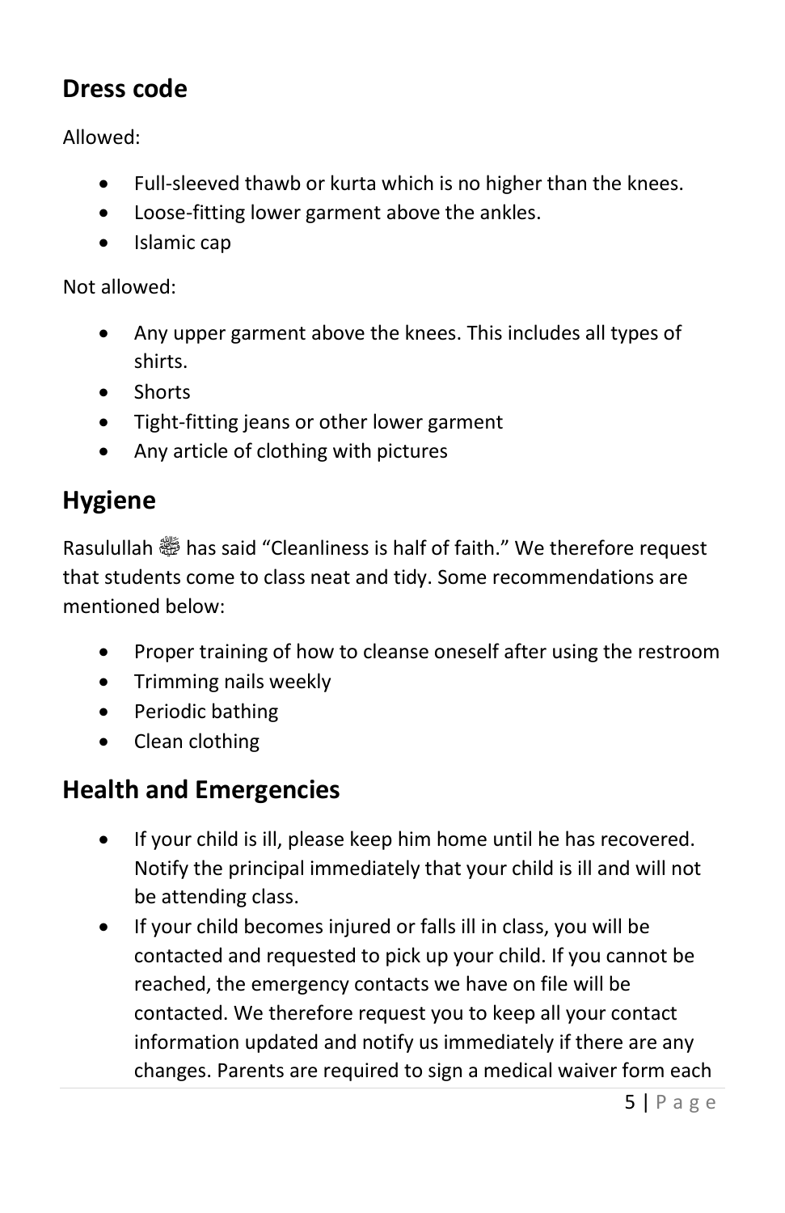## Dress code

Allowed:

- Full-sleeved thawb or kurta which is no higher than the knees.
- Loose-fitting lower garment above the ankles.
- Islamic cap

Not allowed:

- Any upper garment above the knees. This includes all types of shirts.
- Shorts
- Tight-fitting jeans or other lower garment
- Any article of clothing with pictures

## Hygiene

Rasulullah ﷺ has said “Cleanliness is half of faith.” We therefore request that students come to class neat and tidy. Some recommendations are mentioned below:

- Proper training of how to cleanse oneself after using the restroom
- Trimming nails weekly
- Periodic bathing
- Clean clothing

## Health and Emergencies

- If your child is ill, please keep him home until he has recovered. Notify the principal immediately that your child is ill and will not be attending class.
- If your child becomes injured or falls ill in class, you will be contacted and requested to pick up your child. If you cannot be reached, the emergency contacts we have on file will be contacted. We therefore request you to keep all your contact information updated and notify us immediately if there are any changes. Parents are required to sign a medical waiver form each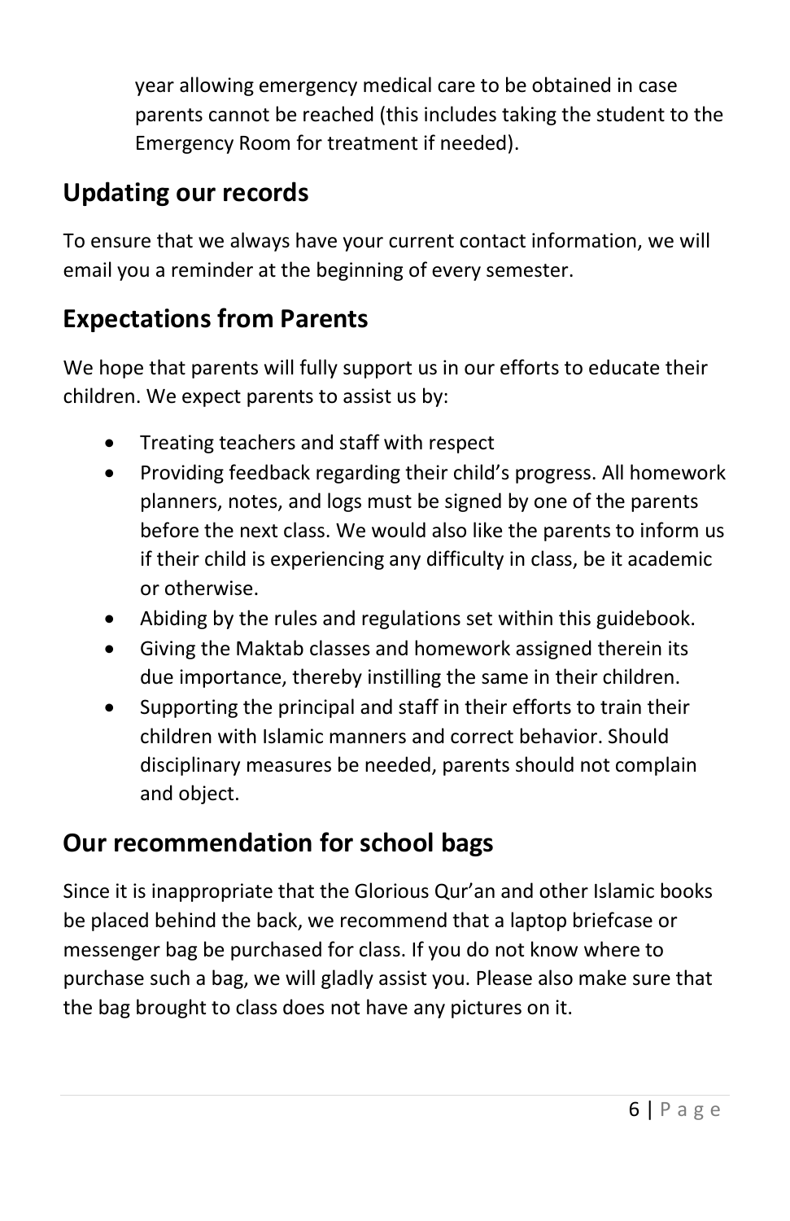year allowing emergency medical care to be obtained in case parents cannot be reached (this includes taking the student to the Emergency Room for treatment if needed).

## Updating our records

To ensure that we always have your current contact information, we will email you a reminder at the beginning of every semester.

## Expectations from Parents

We hope that parents will fully support us in our efforts to educate their children. We expect parents to assist us by:

- Treating teachers and staff with respect
- Providing feedback regarding their child's progress. All homework planners, notes, and logs must be signed by one of the parents before the next class. We would also like the parents to inform us if their child is experiencing any difficulty in class, be it academic or otherwise.
- Abiding by the rules and regulations set within this guidebook.
- Giving the Maktab classes and homework assigned therein its due importance, thereby instilling the same in their children.
- Supporting the principal and staff in their efforts to train their children with Islamic manners and correct behavior. Should disciplinary measures be needed, parents should not complain and object.

## Our recommendation for school bags

Since it is inappropriate that the Glorious Qur'an and other Islamic books be placed behind the back, we recommend that a laptop briefcase or messenger bag be purchased for class. If you do not know where to purchase such a bag, we will gladly assist you. Please also make sure that the bag brought to class does not have any pictures on it.